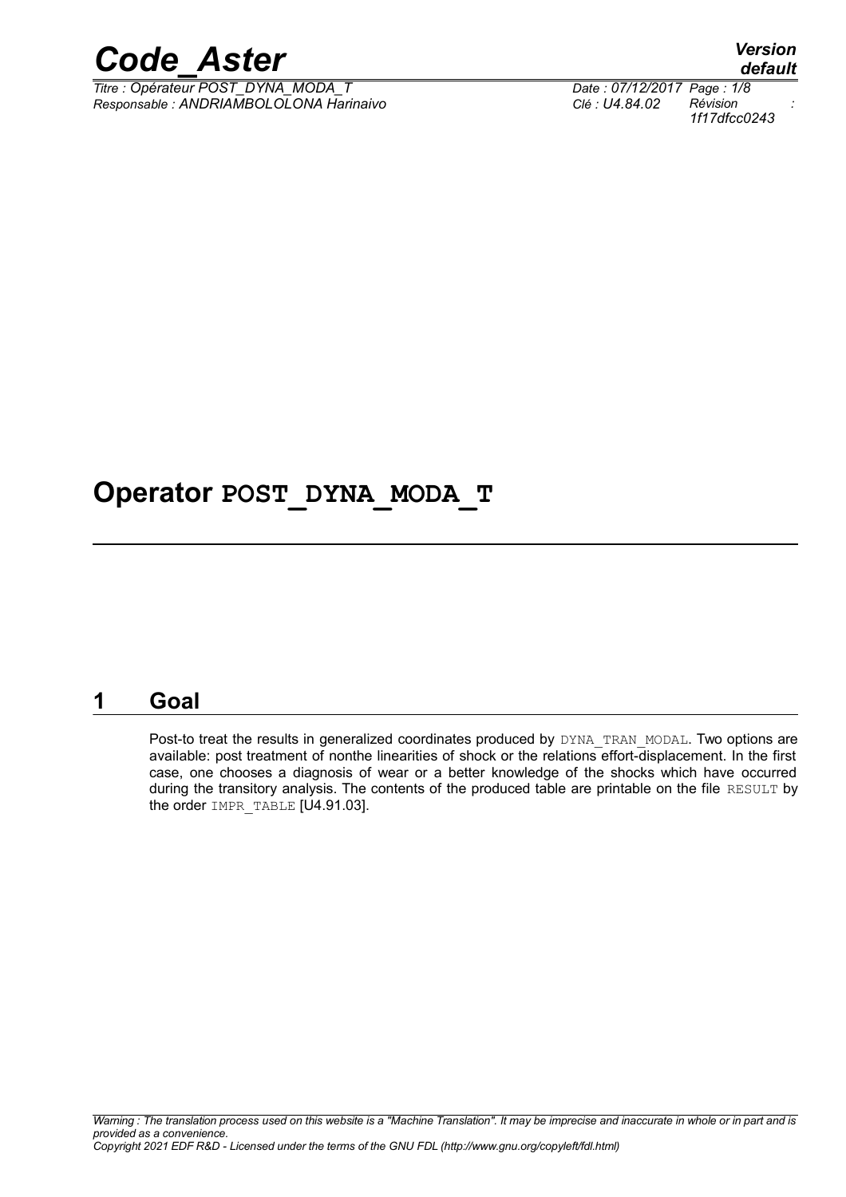# Operator POST_DYNA_MODA_T

## 1 Goal

Post-to treat the results in generalized coordinates produced by DYNA_TRAN_MODAL. Two options are available: post treatment of nonthe linearities of shock or the relations effort-displacement. In the first case, one chooses a diagnosis of wear or a better knowledge of the shocks which have occurred during the transitory analysis. The contents of the produced table are printable on the file RESULT by the order IMPR_TABLE [U4.91.03].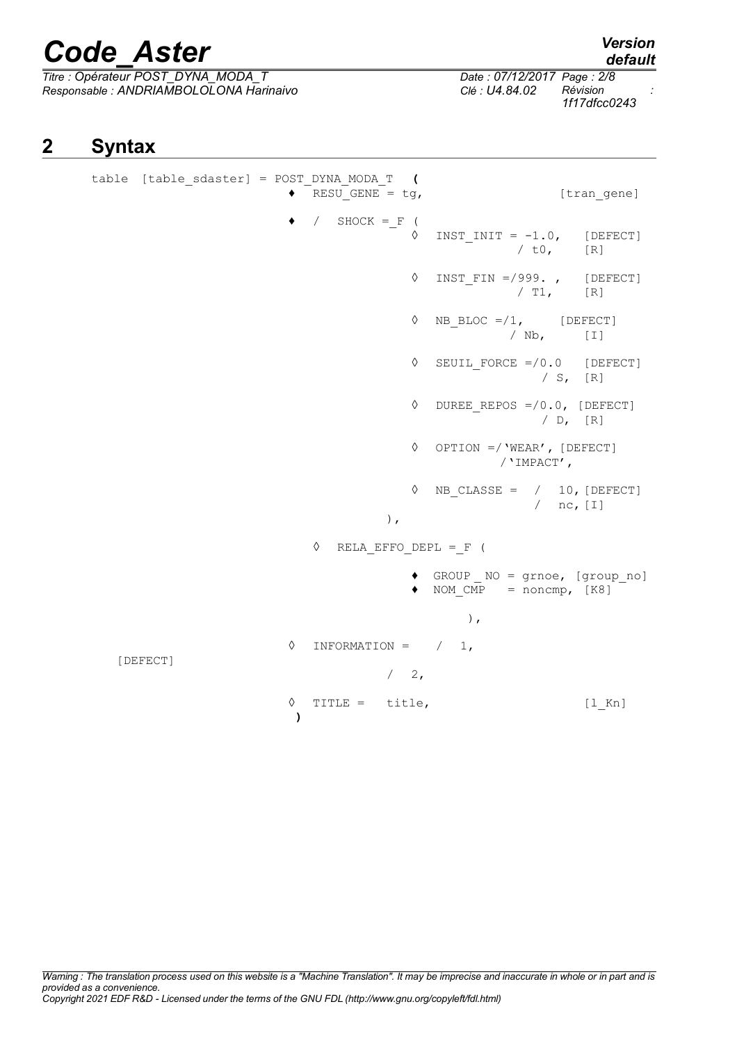## 2 Syntax

```
table  [table_sdaster] = POST_DYNA_MODA_T  (
                         ♦  RESU_GENE = tg,                   [tran_gene]

                         ♦  /  SHOCK = F (
                                        ◊  INST_INIT = -1.0,   [DEFECT]
                                                     / t0,     [R]

                                        ◊  INST_FIN =/999. ,   [DEFECT]
                                                     / T1,     [R]

                                        ◊  NB_BLOC =/1,      [DEFECT]
                                                   / Nb,      [I]

                                        ◊  SEUIL_FORCE =/0.0   [DEFECT]
                                                        / S,  [R]

                                        ◊  DUREE_REPOS =/0.0, [DEFECT]
                                                        / D,  [R]

                                        ◊  OPTION =/'WEAR', [DEFECT]
                                                  /'IMPACT',

                                        ◊  NB_CLASSE =  /  10, [DEFECT]
                                                        /  nc, [I]
                                     ),

                            ◊  RELA_EFFO_DEPL = F (

                                        ♦  GROUP_NO = grnoe, [group_no]
                                        ♦  NOM_CMP   = noncmp, [K8]

                                                ),

                         ◊  INFORMATION =    /  1,
        [DEFECT]
                                        /  2,

                         ◊  TITLE =   title,                  [l_Kn]
                          )
```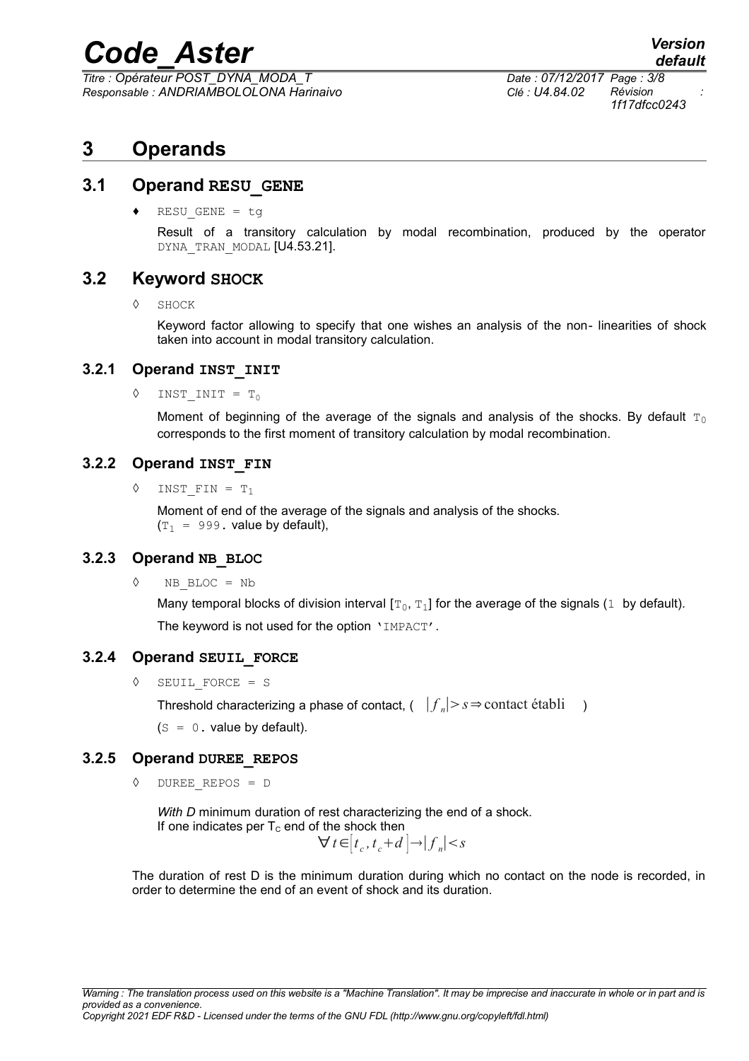# 3 Operands

## 3.1 Operand RESU_GENE

♦ RESU_GENE = tg

Result of a transitory calculation by modal recombination, produced by the operator DYNA_TRAN_MODAL [U4.53.21].

## 3.2 Keyword SHOCK

◊ SHOCK

Keyword factor allowing to specify that one wishes an analysis of the non- linearities of shock taken into account in modal transitory calculation.

### 3.2.1 Operand INST_INIT

◊ INST_INIT = $T_0$

Moment of beginning of the average of the signals and analysis of the shocks. By default $T_0$ corresponds to the first moment of transitory calculation by modal recombination.

### 3.2.2 Operand INST_FIN

◊ INST_FIN = $T_1$

Moment of end of the average of the signals and analysis of the shocks.
($T_1$ = 999. value by default),

### 3.2.3 Operand NB_BLOC

◊ NB_BLOC = Nb

Many temporal blocks of division interval [$T_0$, $T_1$] for the average of the signals (1 by default).

The keyword is not used for the option 'IMPACT'.

### 3.2.4 Operand SEUIL_FORCE

◊ SEUIL_FORCE = S

Threshold characterizing a phase of contact, ( $|f_n| > s \Rightarrow \text{contact établi}$ )

(S = 0. value by default).

### 3.2.5 Operand DUREE_REPOS

◊ DUREE_REPOS = D

*With D* minimum duration of rest characterizing the end of a shock.
If one indicates per $T_c$ end of the shock then

$$\forall t \in [t_c, t_c + d] \rightarrow |f_n| < s$$

The duration of rest D is the minimum duration during which no contact on the node is recorded, in order to determine the end of an event of shock and its duration.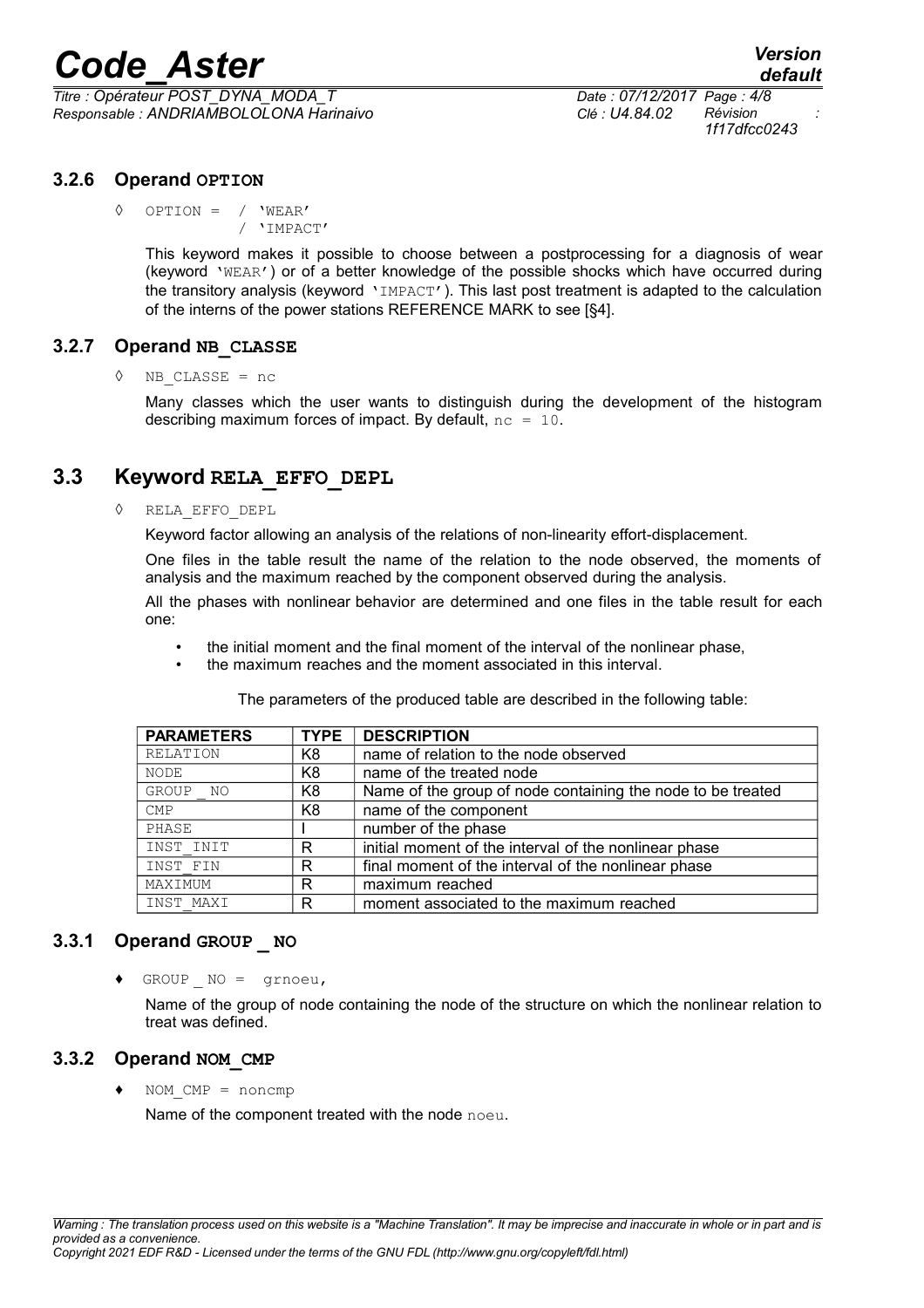### 3.2.6 Operand **OPTION**

◊ OPTION = / 'WEAR'
/ 'IMPACT'

This keyword makes it possible to choose between a postprocessing for a diagnosis of wear (keyword 'WEAR') or of a better knowledge of the possible shocks which have occurred during the transitory analysis (keyword 'IMPACT'). This last post treatment is adapted to the calculation of the interns of the power stations REFERENCE MARK to see [§4].

### 3.2.7 Operand **NB_CLASSE**

◊ NB_CLASSE = nc

Many classes which the user wants to distinguish during the development of the histogram describing maximum forces of impact. By default, nc = 10.

## 3.3 Keyword **RELA_EFFO_DEPL**

◊ RELA_EFFO_DEPL

Keyword factor allowing an analysis of the relations of non-linearity effort-displacement.

One files in the table result the name of the relation to the node observed, the moments of analysis and the maximum reached by the component observed during the analysis.

All the phases with nonlinear behavior are determined and one files in the table result for each one:

- the initial moment and the final moment of the interval of the nonlinear phase,
- the maximum reaches and the moment associated in this interval.

The parameters of the produced table are described in the following table:

| PARAMETERS | TYPE | DESCRIPTION |
|---|---|---|
| RELATION | K8 | name of relation to the node observed |
| NODE | K8 | name of the treated node |
| GROUP _ NO | K8 | Name of the group of node containing the node to be treated |
| CMP | K8 | name of the component |
| PHASE | I | number of the phase |
| INST_INIT | R | initial moment of the interval of the nonlinear phase |
| INST_FIN | R | final moment of the interval of the nonlinear phase |
| MAXIMUM | R | maximum reached |
| INST_MAXI | R | moment associated to the maximum reached |

### 3.3.1 Operand **GROUP _ NO**

♦ GROUP _ NO = grnoeu,

Name of the group of node containing the node of the structure on which the nonlinear relation to treat was defined.

### 3.3.2 Operand **NOM_CMP**

♦ NOM_CMP = noncmp

Name of the component treated with the node noeu.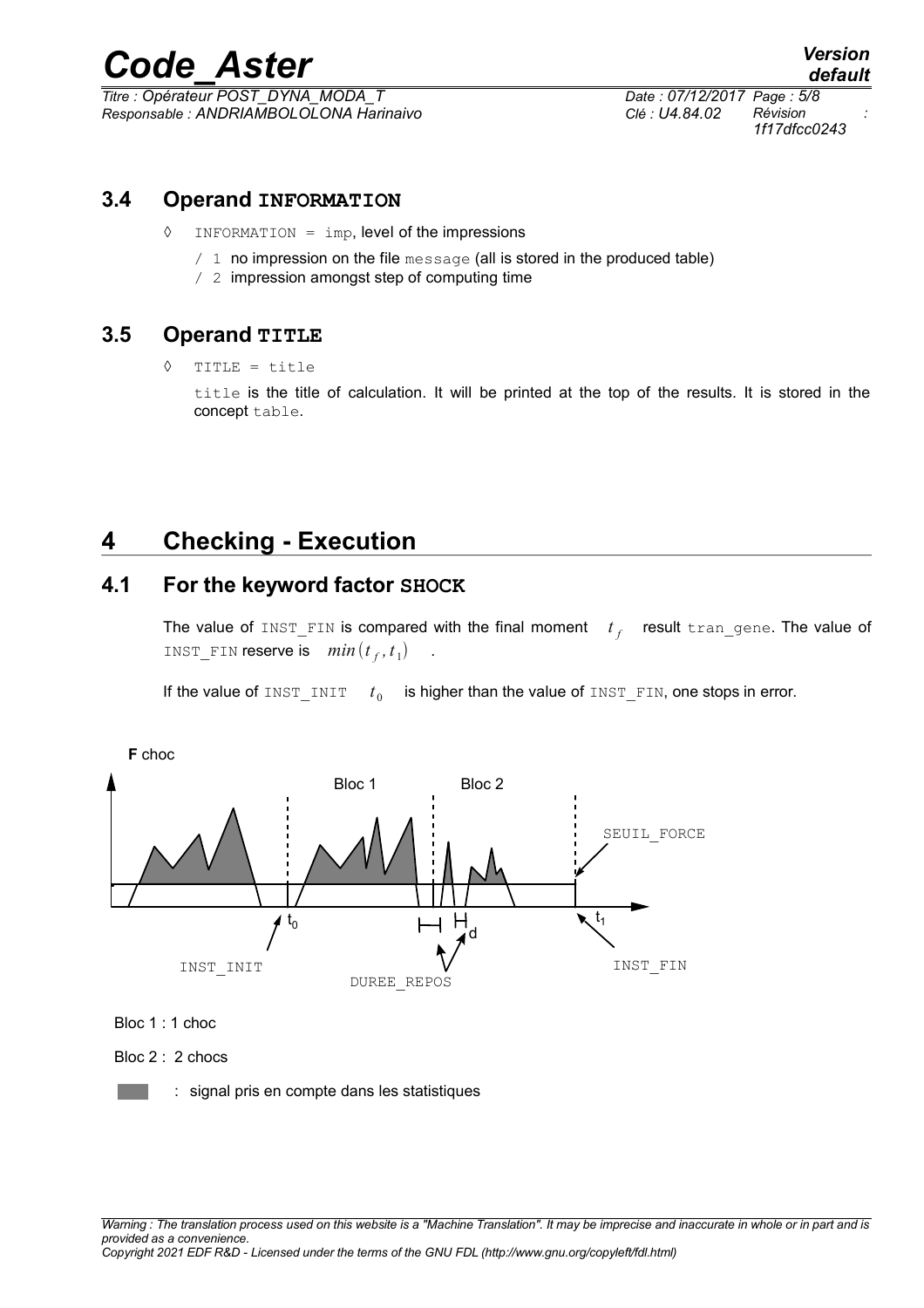### 3.4 Operand INFORMATION

◊ INFORMATION = imp, level of the impressions

/ 1 no impression on the file message (all is stored in the produced table)

/ 2 impression amongst step of computing time

### 3.5 Operand TITLE

◊ TITLE = title

title is the title of calculation. It will be printed at the top of the results. It is stored in the concept table.

## 4 Checking - Execution

### 4.1 For the keyword factor SHOCK

The value of INST_FIN is compared with the final moment $t_f$ result tran_gene. The value of INST_FIN reserve is $min(t_f, t_1)$ .

If the value of INST_INIT $t_0$ is higher than the value of INST_FIN, one stops in error.

F choc

Bloc 1

Bloc 2

SEUIL_FORCE

$t_0$

d

$t_1$

INST_INIT

DUREE_REPOS

INST_FIN

Bloc 1 : 1 choc

Bloc 2 : 2 chocs

: signal pris en compte dans les statistiques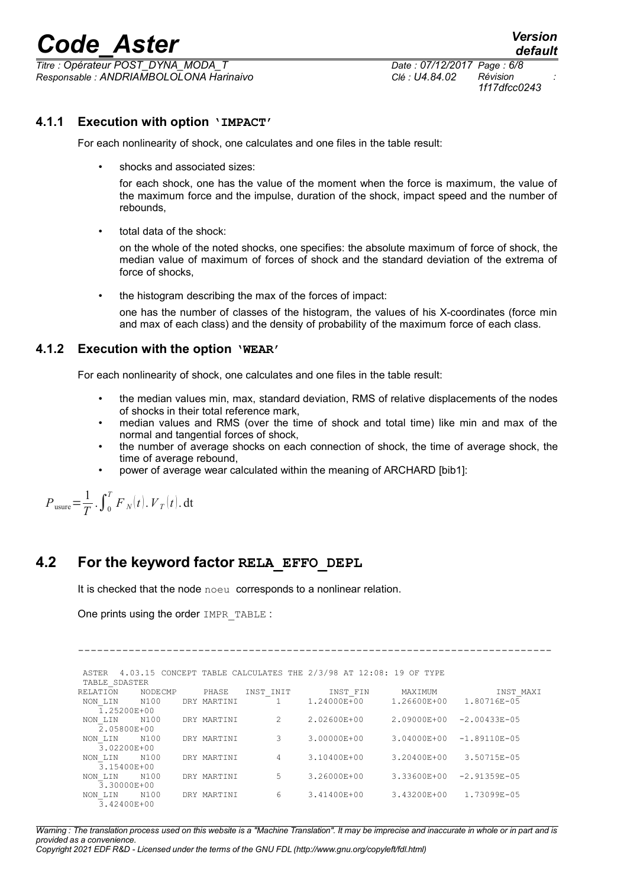### 4.1.1 Execution with option `'IMPACT'`

For each nonlinearity of shock, one calculates and one files in the table result:

- shocks and associated sizes:

  for each shock, one has the value of the moment when the force is maximum, the value of the maximum force and the impulse, duration of the shock, impact speed and the number of rebounds,

- total data of the shock:

  on the whole of the noted shocks, one specifies: the absolute maximum of force of shock, the median value of maximum of forces of shock and the standard deviation of the extrema of force of shocks,

- the histogram describing the max of the forces of impact:

  one has the number of classes of the histogram, the values of his X-coordinates (force min and max of each class) and the density of probability of the maximum force of each class.

### 4.1.2 Execution with the option `'WEAR'`

For each nonlinearity of shock, one calculates and one files in the table result:

- the median values min, max, standard deviation, RMS of relative displacements of the nodes of shocks in their total reference mark,
- median values and RMS (over the time of shock and total time) like min and max of the normal and tangential forces of shock,
- the number of average shocks on each connection of shock, the time of average shock, the time of average rebound,
- power of average wear calculated within the meaning of ARCHARD [bib1]:

$$P_{\text{usure}}=\frac{1}{T}\cdot\int_0^T F_N(t).V_T(t).\text{dt}$$

## 4.2 For the keyword factor **RELA_EFFO_DEPL**

It is checked that the node `noeu` corresponds to a nonlinear relation.

One prints using the order `IMPR_TABLE` :

```
---------------------------------------------------------------------------

 ASTER  4.03.15 CONCEPT TABLE CALCULATES THE 2/3/98 AT 12:08: 19 OF TYPE
 TABLE_SDASTER
RELATION    NODECMP      PHASE    INST_INIT       INST_FIN       MAXIMUM          INST_MAXI
NON_LIN     N100     DRY MARTINI       1      1.24000E+00     1.26600E+00    1.80716E-05
  1.25200E+00
NON_LIN     N100     DRY MARTINI       2      2.02600E+00     2.09000E+00   -2.00433E-05
  2.05800E+00
NON_LIN     N100     DRY MARTINI       3      3.00000E+00     3.04000E+00   -1.89110E-05
  3.02200E+00
NON_LIN     N100     DRY MARTINI       4      3.10400E+00     3.20400E+00    3.50715E-05
  3.15400E+00
NON_LIN     N100     DRY MARTINI       5      3.26000E+00     3.33600E+00   -2.91359E-05
  3.30000E+00
NON_LIN     N100     DRY MARTINI       6      3.41400E+00     3.43200E+00    1.73099E-05
  3.42400E+00
```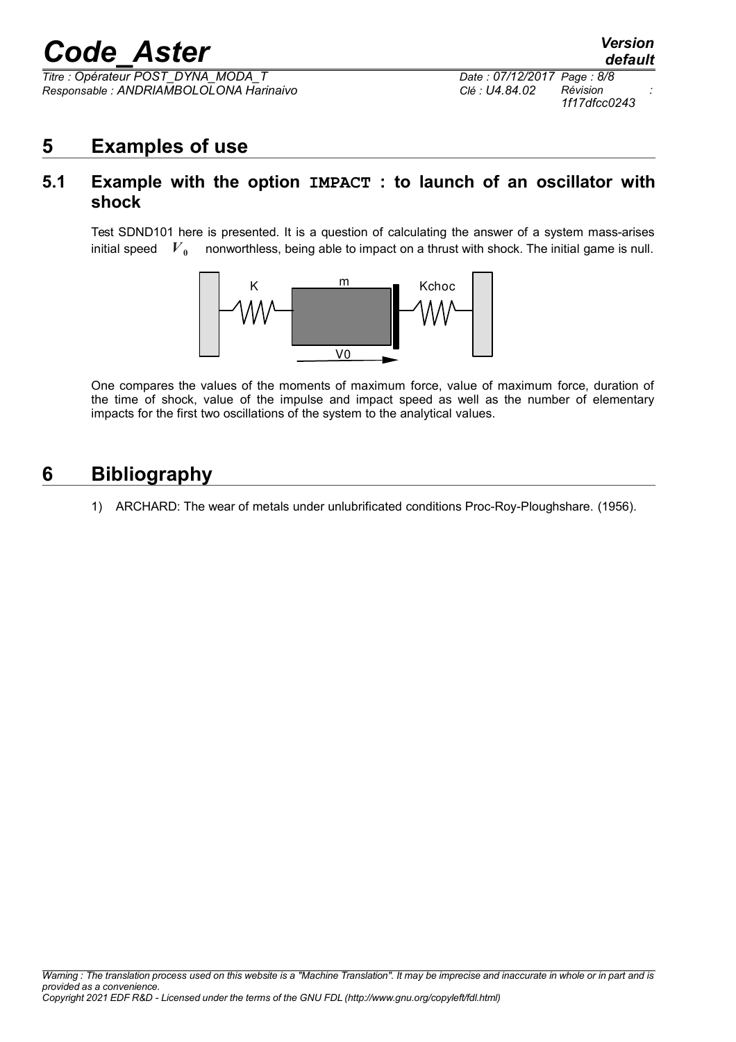# 5 Examples of use

## 5.1 Example with the option **IMPACT** : to launch of an oscillator with shock

Test SDND101 here is presented. It is a question of calculating the answer of a system mass-arises initial speed $V_0$ nonworthless, being able to impact on a thrust with shock. The initial game is null.

K

m

Kchoc

V0

One compares the values of the moments of maximum force, value of maximum force, duration of the time of shock, value of the impulse and impact speed as well as the number of elementary impacts for the first two oscillations of the system to the analytical values.

# 6 Bibliography

1) ARCHARD: The wear of metals under unlubrificated conditions Proc-Roy-Ploughshare. (1956).